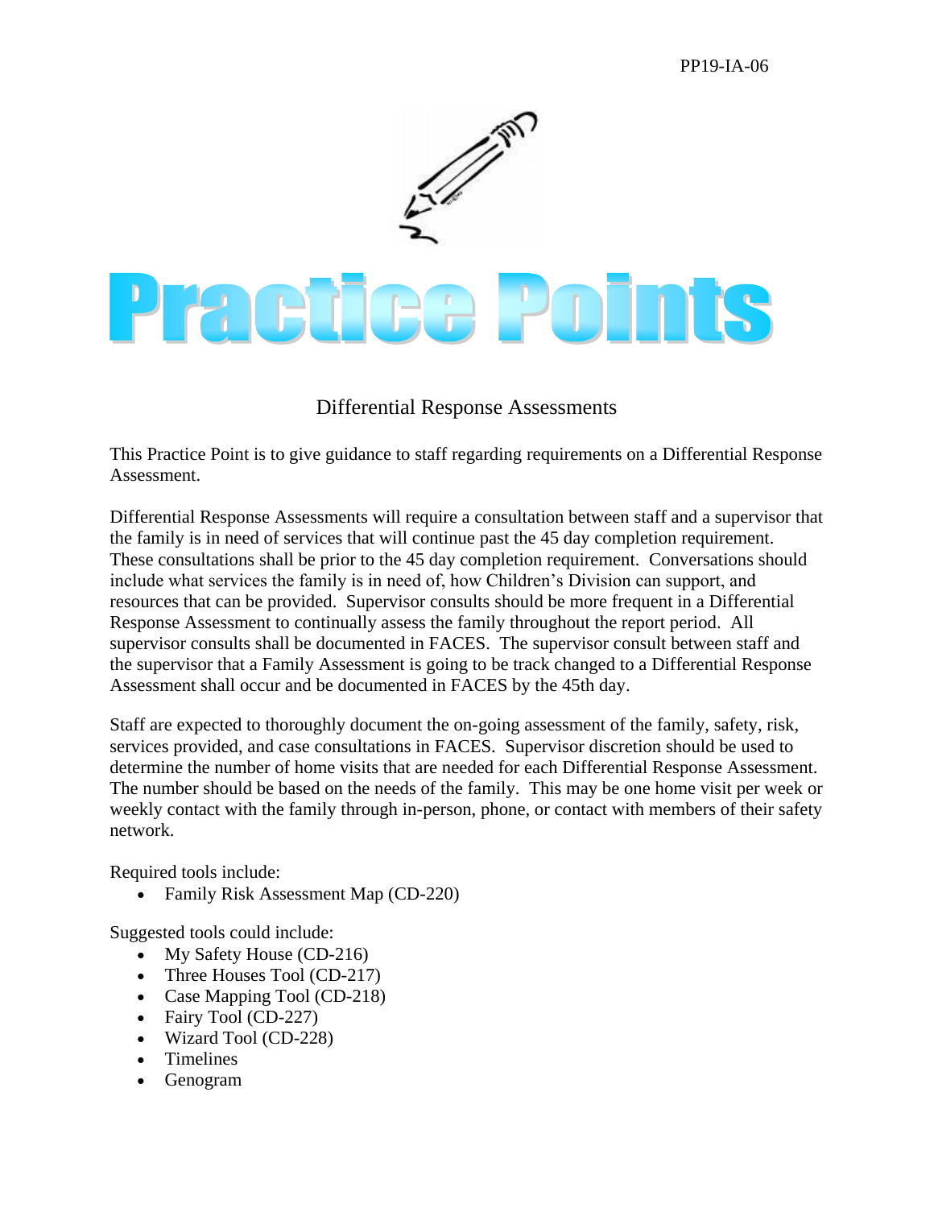PP19-IA-06

# Practice Points

## Differential Response Assessments

This Practice Point is to give guidance to staff regarding requirements on a Differential Response Assessment.

Differential Response Assessments will require a consultation between staff and a supervisor that the family is in need of services that will continue past the 45 day completion requirement. These consultations shall be prior to the 45 day completion requirement. Conversations should include what services the family is in need of, how Children's Division can support, and resources that can be provided. Supervisor consults should be more frequent in a Differential Response Assessment to continually assess the family throughout the report period. All supervisor consults shall be documented in FACES. The supervisor consult between staff and the supervisor that a Family Assessment is going to be track changed to a Differential Response Assessment shall occur and be documented in FACES by the 45th day.

Staff are expected to thoroughly document the on-going assessment of the family, safety, risk, services provided, and case consultations in FACES. Supervisor discretion should be used to determine the number of home visits that are needed for each Differential Response Assessment. The number should be based on the needs of the family. This may be one home visit per week or weekly contact with the family through in-person, phone, or contact with members of their safety network.

Required tools include:

- Family Risk Assessment Map (CD-220)

Suggested tools could include:

- My Safety House (CD-216)
- Three Houses Tool (CD-217)
- Case Mapping Tool (CD-218)
- Fairy Tool (CD-227)
- Wizard Tool (CD-228)
- Timelines
- Genogram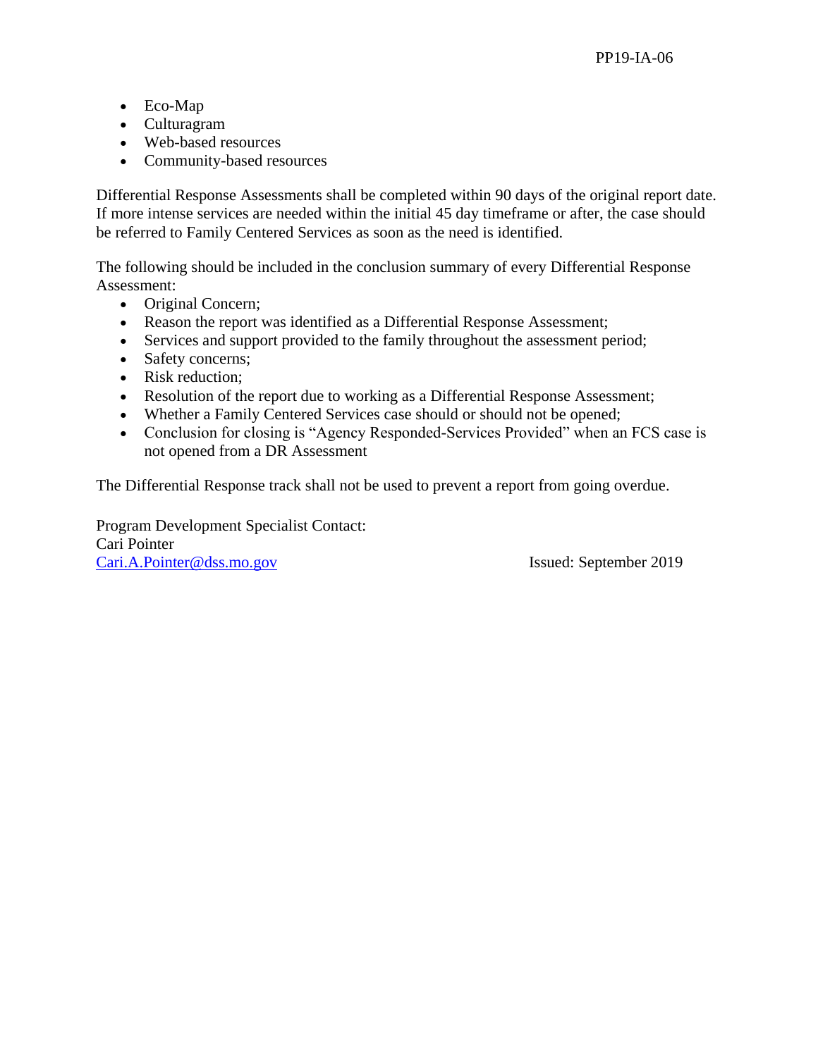- Eco-Map
- Culturagram
- Web-based resources
- Community-based resources

Differential Response Assessments shall be completed within 90 days of the original report date. If more intense services are needed within the initial 45 day timeframe or after, the case should be referred to Family Centered Services as soon as the need is identified.

The following should be included in the conclusion summary of every Differential Response Assessment:

- Original Concern;
- Reason the report was identified as a Differential Response Assessment;
- Services and support provided to the family throughout the assessment period;
- Safety concerns;
- Risk reduction;
- Resolution of the report due to working as a Differential Response Assessment;
- Whether a Family Centered Services case should or should not be opened;
- Conclusion for closing is "Agency Responded-Services Provided" when an FCS case is not opened from a DR Assessment

The Differential Response track shall not be used to prevent a report from going overdue.

Program Development Specialist Contact:
Cari Pointer
Cari.A.Pointer@dss.mo.gov

Issued: September 2019